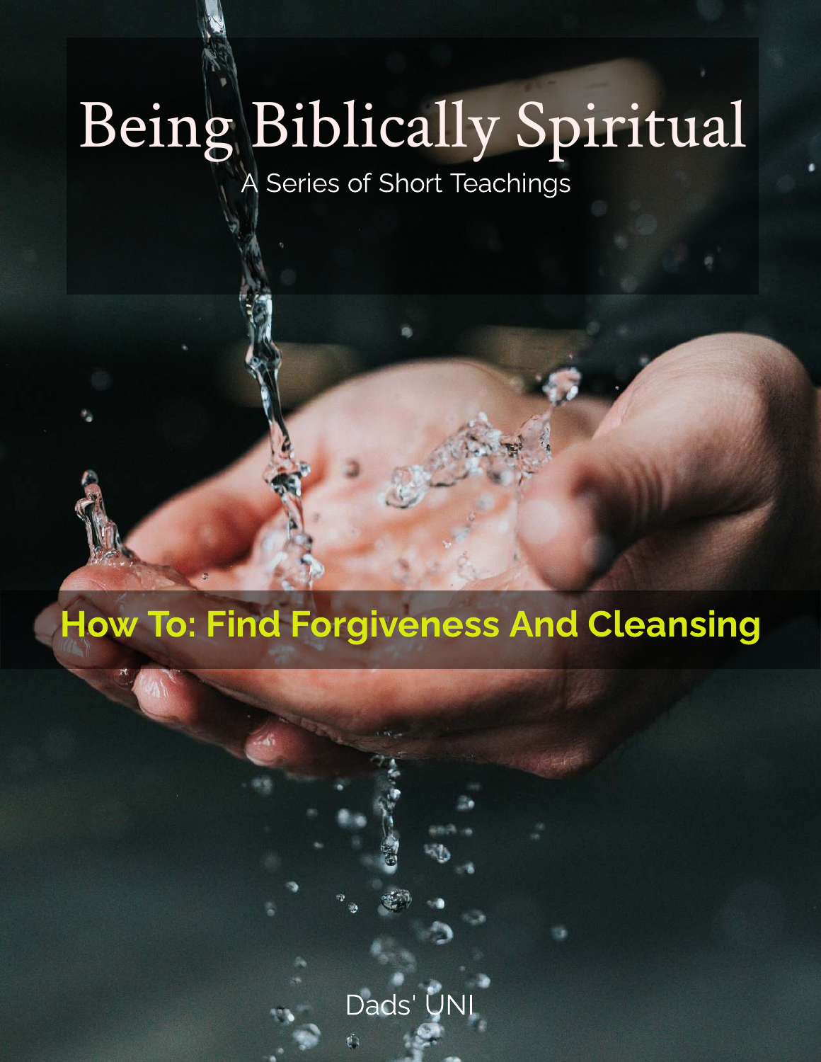# Being Biblically Spiritual

A Series of Short Teachings

## How To: Find Forgiveness And Cleansing

Dads' UNI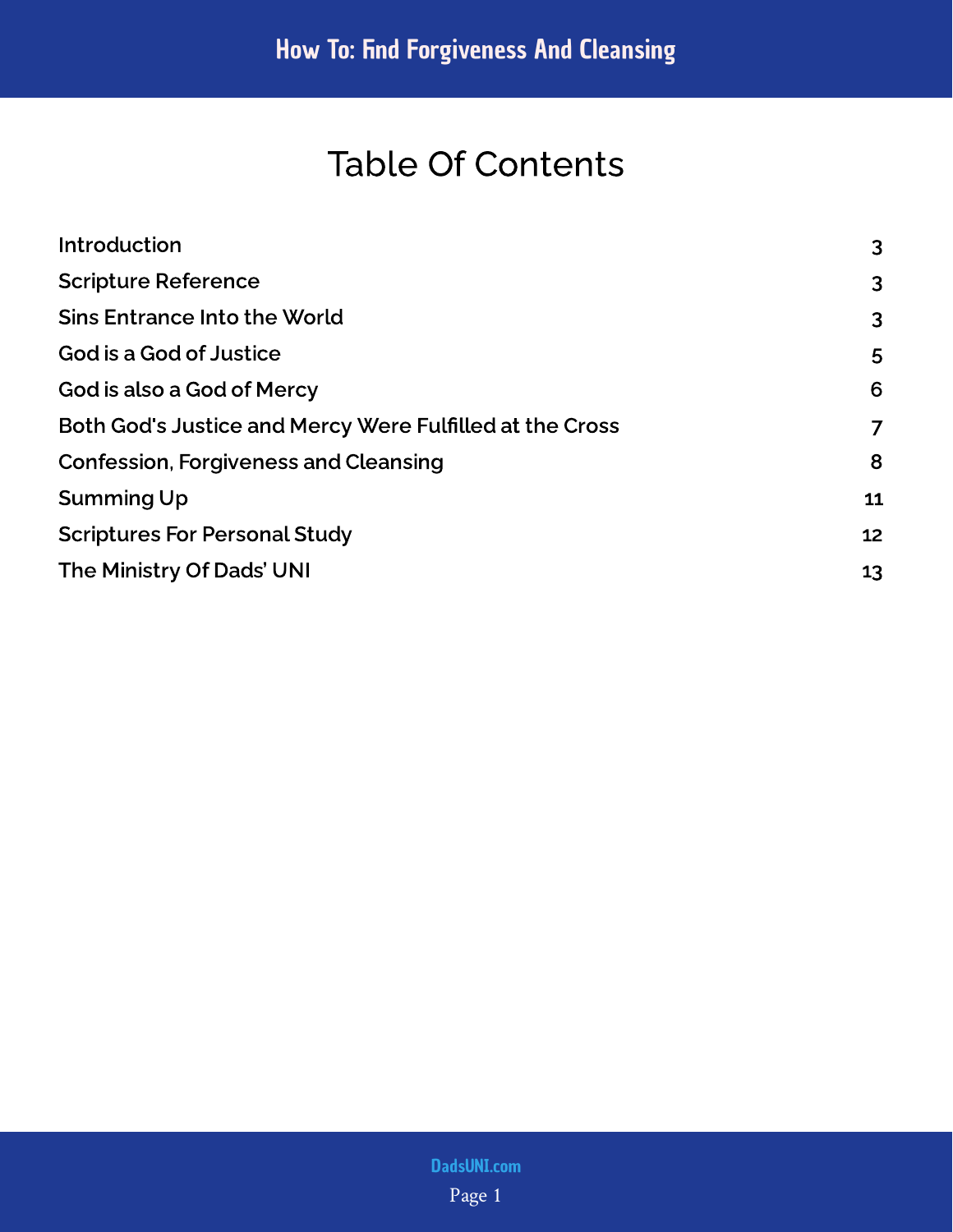# Table Of Contents

| | |
|---|---|
| Introduction | 3 |
| Scripture Reference | 3 |
| Sins Entrance Into the World | 3 |
| God is a God of Justice | 5 |
| God is also a God of Mercy | 6 |
| Both God's Justice and Mercy Were Fulfilled at the Cross | 7 |
| Confession, Forgiveness and Cleansing | 8 |
| Summing Up | 11 |
| Scriptures For Personal Study | 12 |
| The Ministry Of Dads' UNI | 13 |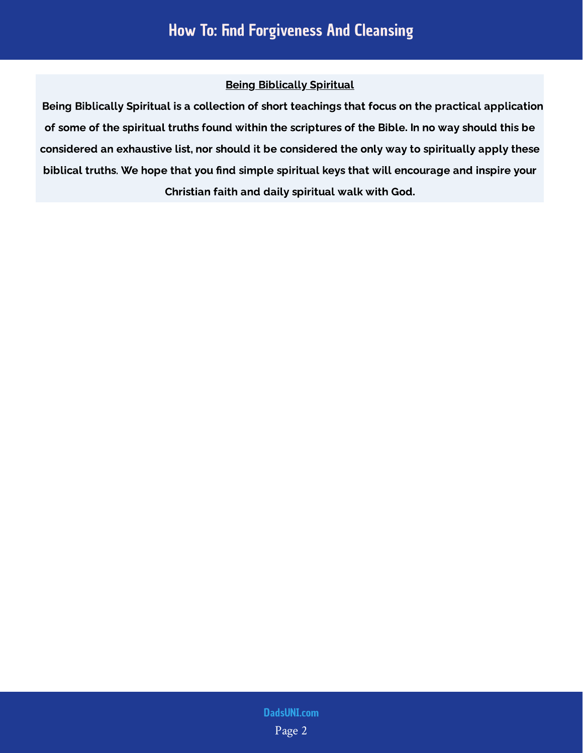## Being Biblically Spiritual

**Being Biblically Spiritual is a collection of short teachings that focus on the practical application of some of the spiritual truths found within the scriptures of the Bible. In no way should this be considered an exhaustive list, nor should it be considered the only way to spiritually apply these biblical truths. We hope that you find simple spiritual keys that will encourage and inspire your Christian faith and daily spiritual walk with God.**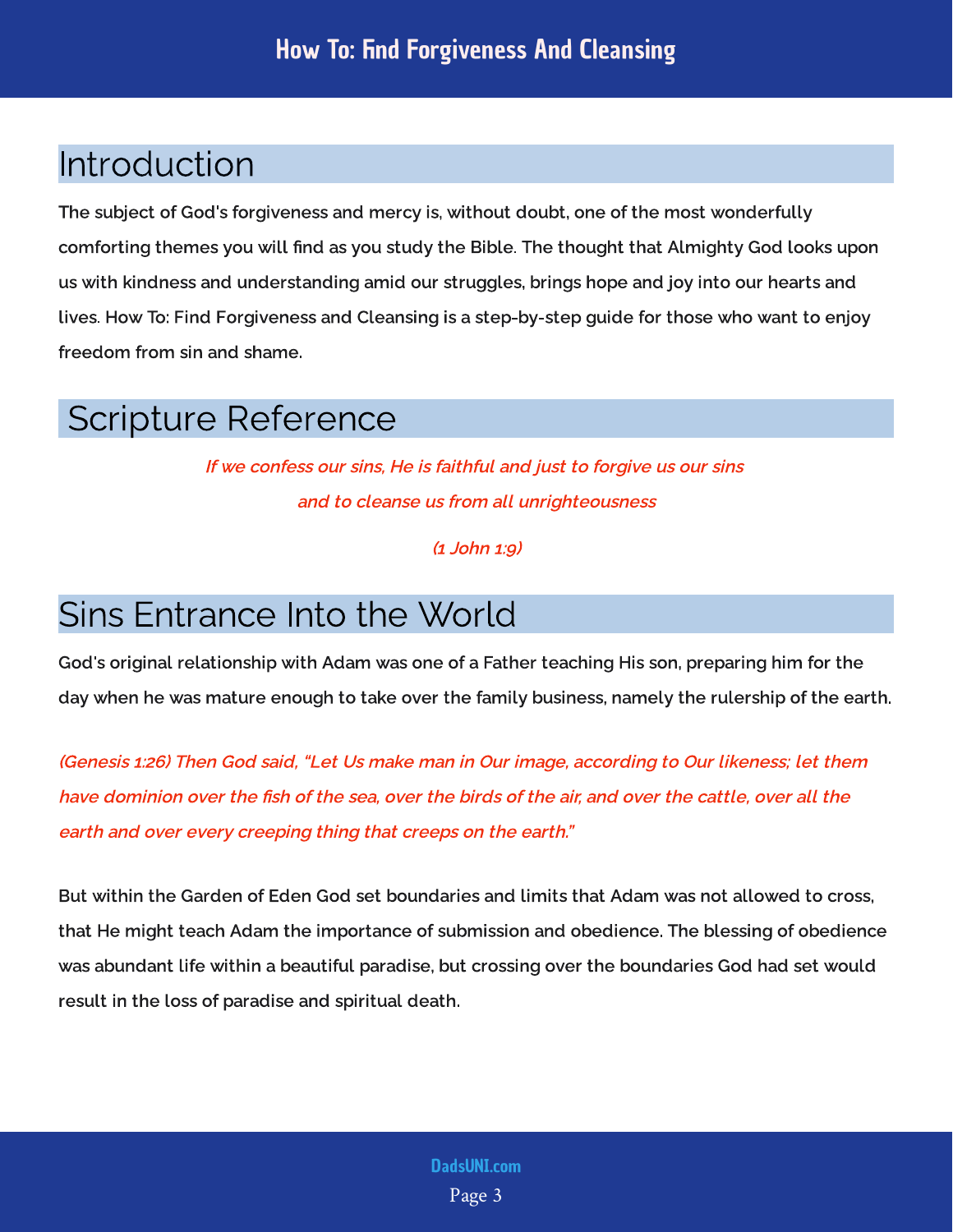## Introduction

The subject of God's forgiveness and mercy is, without doubt, one of the most wonderfully comforting themes you will find as you study the Bible. The thought that Almighty God looks upon us with kindness and understanding amid our struggles, brings hope and joy into our hearts and lives. How To: Find Forgiveness and Cleansing is a step-by-step guide for those who want to enjoy freedom from sin and shame.

## Scripture Reference

*If we confess our sins, He is faithful and just to forgive us our sins and to cleanse us from all unrighteousness*

*(1 John 1:9)*

## Sins Entrance Into the World

God's original relationship with Adam was one of a Father teaching His son, preparing him for the day when he was mature enough to take over the family business, namely the rulership of the earth.

*(Genesis 1:26) Then God said, "Let Us make man in Our image, according to Our likeness; let them have dominion over the fish of the sea, over the birds of the air, and over the cattle, over all the earth and over every creeping thing that creeps on the earth."*

But within the Garden of Eden God set boundaries and limits that Adam was not allowed to cross, that He might teach Adam the importance of submission and obedience. The blessing of obedience was abundant life within a beautiful paradise, but crossing over the boundaries God had set would result in the loss of paradise and spiritual death.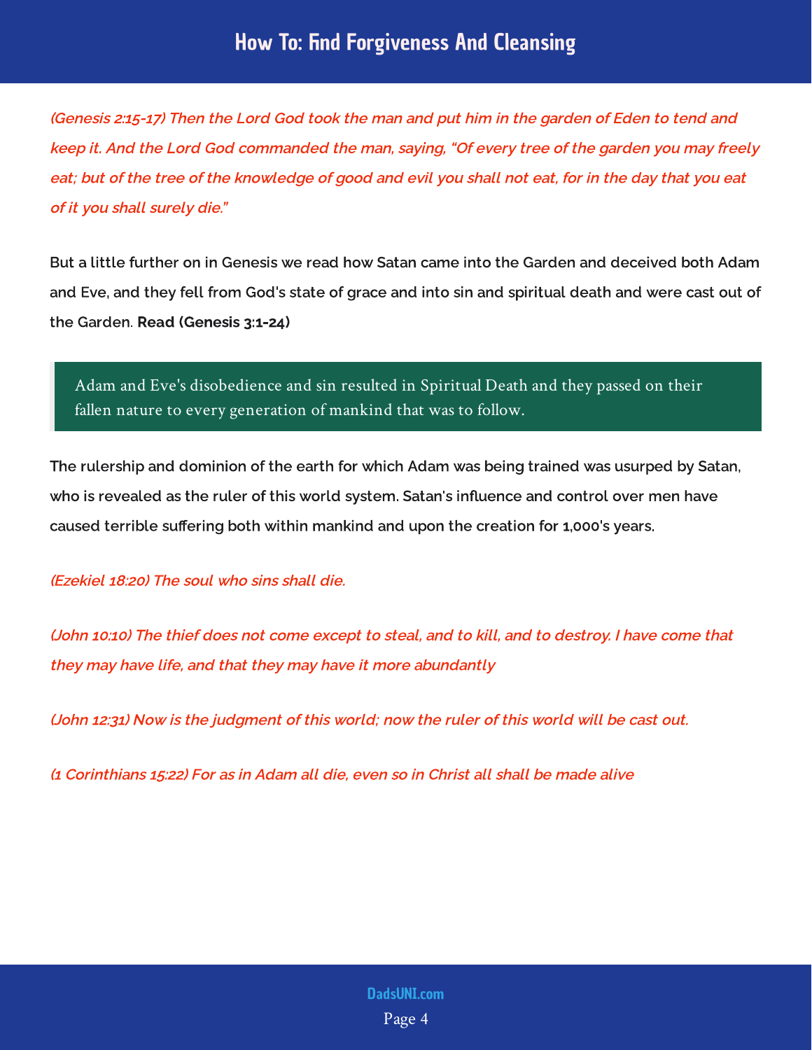*(Genesis 2:15-17) Then the Lord God took the man and put him in the garden of Eden to tend and keep it. And the Lord God commanded the man, saying, "Of every tree of the garden you may freely eat; but of the tree of the knowledge of good and evil you shall not eat, for in the day that you eat of it you shall surely die."*

But a little further on in Genesis we read how Satan came into the Garden and deceived both Adam and Eve, and they fell from God's state of grace and into sin and spiritual death and were cast out of the Garden. **Read (Genesis 3:1-24)**

> Adam and Eve's disobedience and sin resulted in Spiritual Death and they passed on their fallen nature to every generation of mankind that was to follow.

The rulership and dominion of the earth for which Adam was being trained was usurped by Satan, who is revealed as the ruler of this world system. Satan's influence and control over men have caused terrible suffering both within mankind and upon the creation for 1,000's years.

*(Ezekiel 18:20) The soul who sins shall die.*

*(John 10:10) The thief does not come except to steal, and to kill, and to destroy. I have come that they may have life, and that they may have it more abundantly*

*(John 12:31) Now is the judgment of this world; now the ruler of this world will be cast out.*

*(1 Corinthians 15:22) For as in Adam all die, even so in Christ all shall be made alive*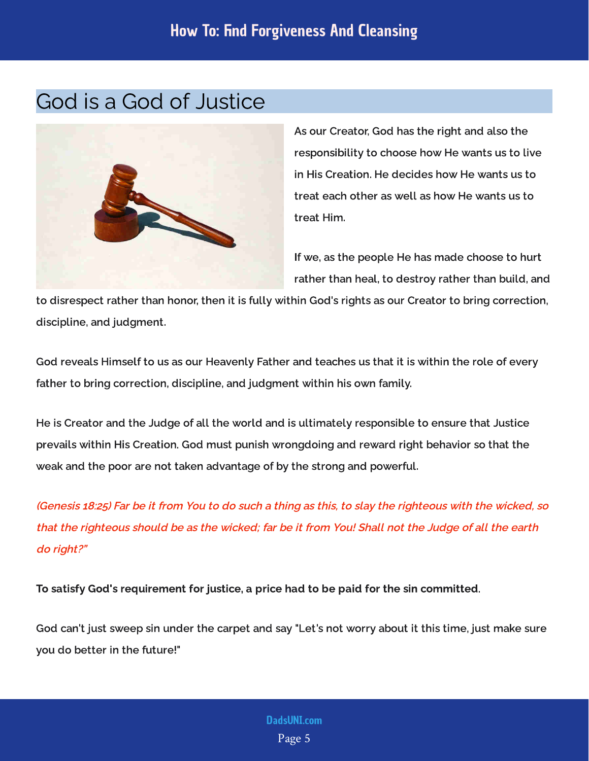## God is a God of Justice

As our Creator, God has the right and also the responsibility to choose how He wants us to live in His Creation. He decides how He wants us to treat each other as well as how He wants us to treat Him.

If we, as the people He has made choose to hurt rather than heal, to destroy rather than build, and to disrespect rather than honor, then it is fully within God's rights as our Creator to bring correction, discipline, and judgment.

God reveals Himself to us as our Heavenly Father and teaches us that it is within the role of every father to bring correction, discipline, and judgment within his own family.

He is Creator and the Judge of all the world and is ultimately responsible to ensure that Justice prevails within His Creation. God must punish wrongdoing and reward right behavior so that the weak and the poor are not taken advantage of by the strong and powerful.

*(Genesis 18:25) Far be it from You to do such a thing as this, to slay the righteous with the wicked, so that the righteous should be as the wicked; far be it from You! Shall not the Judge of all the earth do right?"*

**To satisfy God's requirement for justice, a price had to be paid for the sin committed**.

God can't just sweep sin under the carpet and say "Let's not worry about it this time, just make sure you do better in the future!"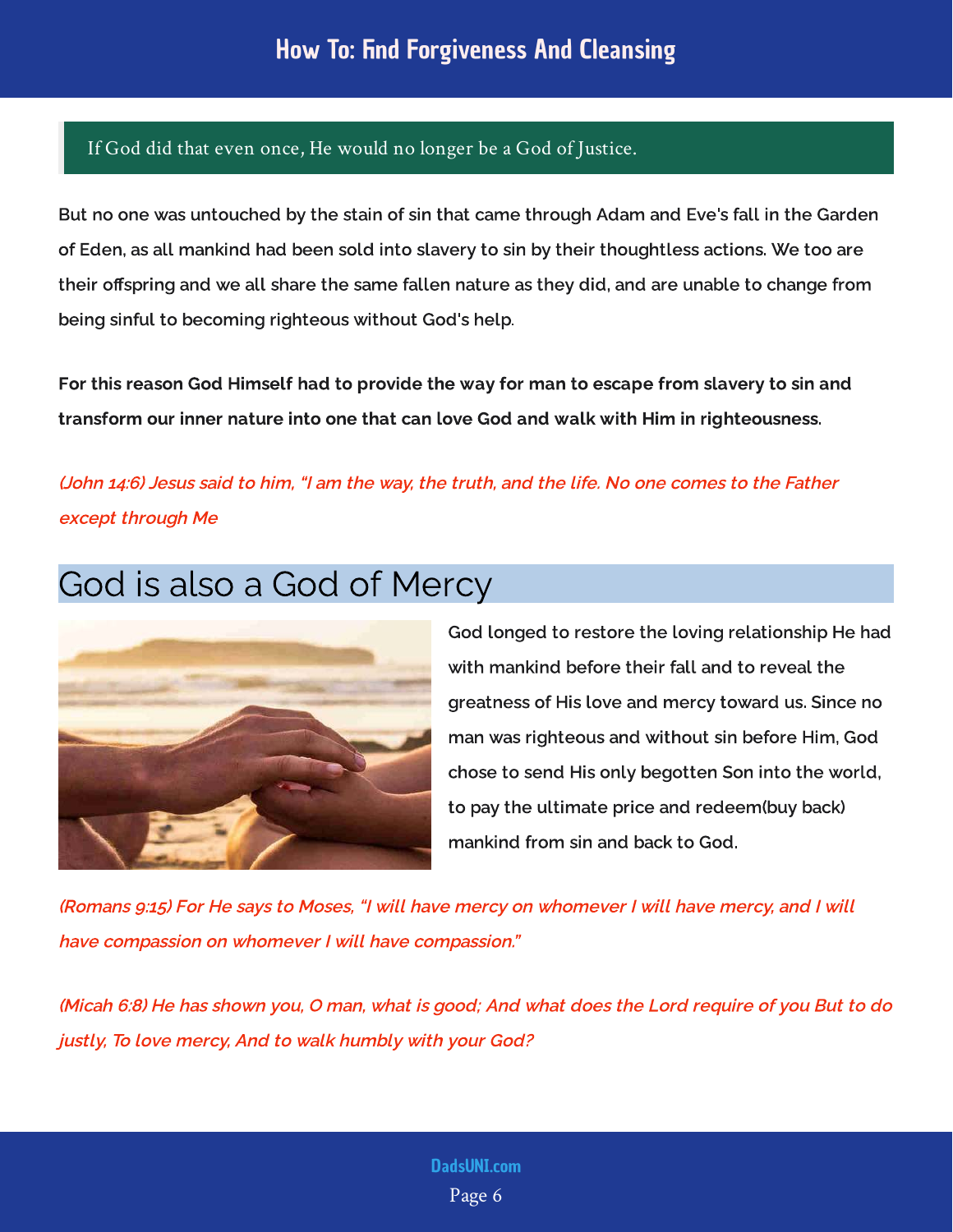> If God did that even once, He would no longer be a God of Justice.

But no one was untouched by the stain of sin that came through Adam and Eve's fall in the Garden of Eden, as all mankind had been sold into slavery to sin by their thoughtless actions. We too are their offspring and we all share the same fallen nature as they did, and are unable to change from being sinful to becoming righteous without God's help.

For this reason God Himself had to provide the way for man to escape from slavery to sin and transform our inner nature into one that can love God and walk with Him in righteousness.

*(John 14:6) Jesus said to him, "I am the way, the truth, and the life. No one comes to the Father except through Me*

## God is also a God of Mercy

God longed to restore the loving relationship He had with mankind before their fall and to reveal the greatness of His love and mercy toward us. Since no man was righteous and without sin before Him, God chose to send His only begotten Son into the world, to pay the ultimate price and redeem(buy back) mankind from sin and back to God.

*(Romans 9:15) For He says to Moses, "I will have mercy on whomever I will have mercy, and I will have compassion on whomever I will have compassion."*

*(Micah 6:8) He has shown you, O man, what is good; And what does the Lord require of you But to do justly, To love mercy, And to walk humbly with your God?*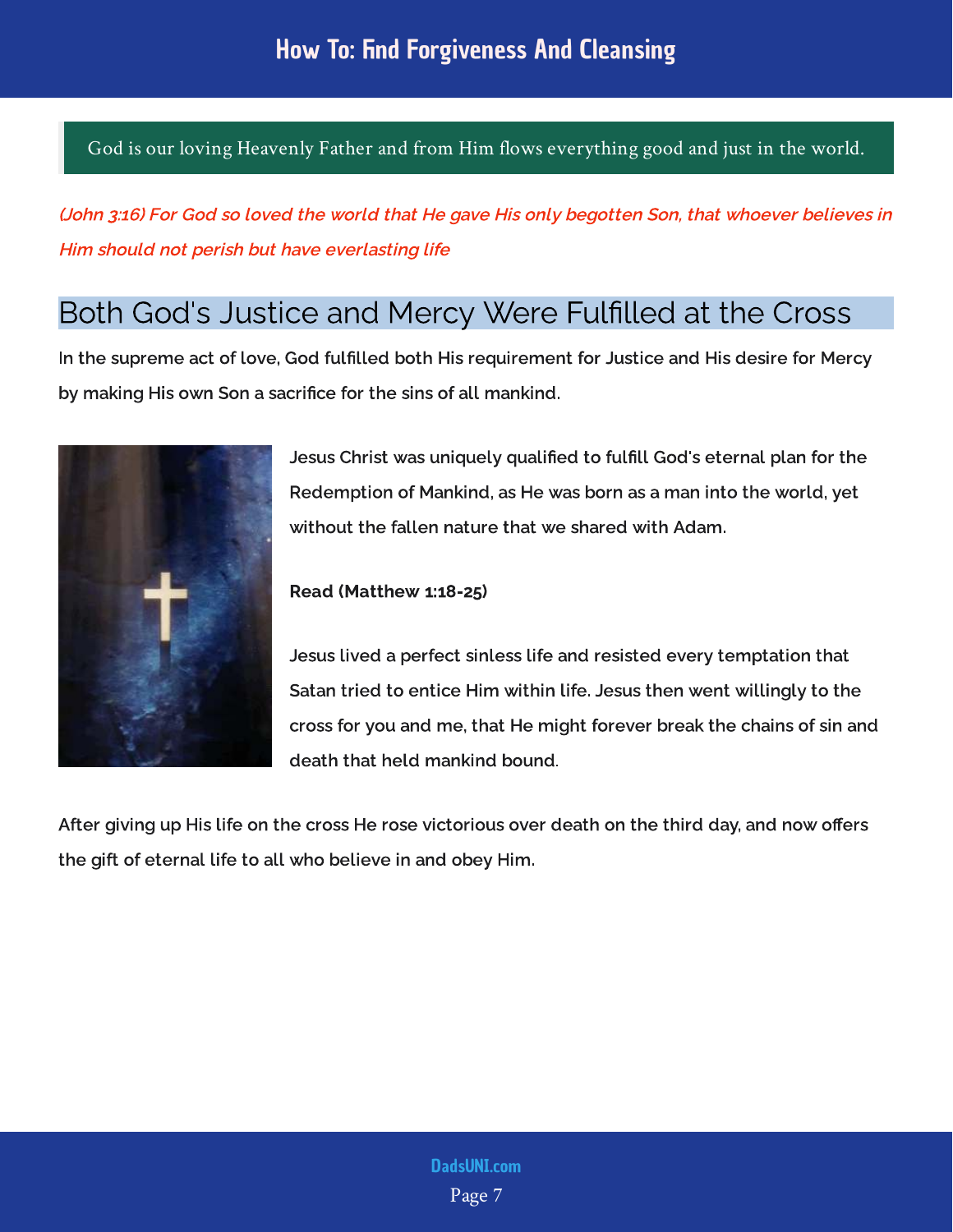God is our loving Heavenly Father and from Him flows everything good and just in the world.

*(John 3:16) For God so loved the world that He gave His only begotten Son, that whoever believes in Him should not perish but have everlasting life*

## Both God's Justice and Mercy Were Fulfilled at the Cross

In the supreme act of love, God fulfilled both His requirement for Justice and His desire for Mercy by making His own Son a sacrifice for the sins of all mankind.

Jesus Christ was uniquely qualified to fulfill God's eternal plan for the Redemption of Mankind, as He was born as a man into the world, yet without the fallen nature that we shared with Adam.

**Read (Matthew 1:18-25)**

Jesus lived a perfect sinless life and resisted every temptation that Satan tried to entice Him within life. Jesus then went willingly to the cross for you and me, that He might forever break the chains of sin and death that held mankind bound.

After giving up His life on the cross He rose victorious over death on the third day, and now offers the gift of eternal life to all who believe in and obey Him.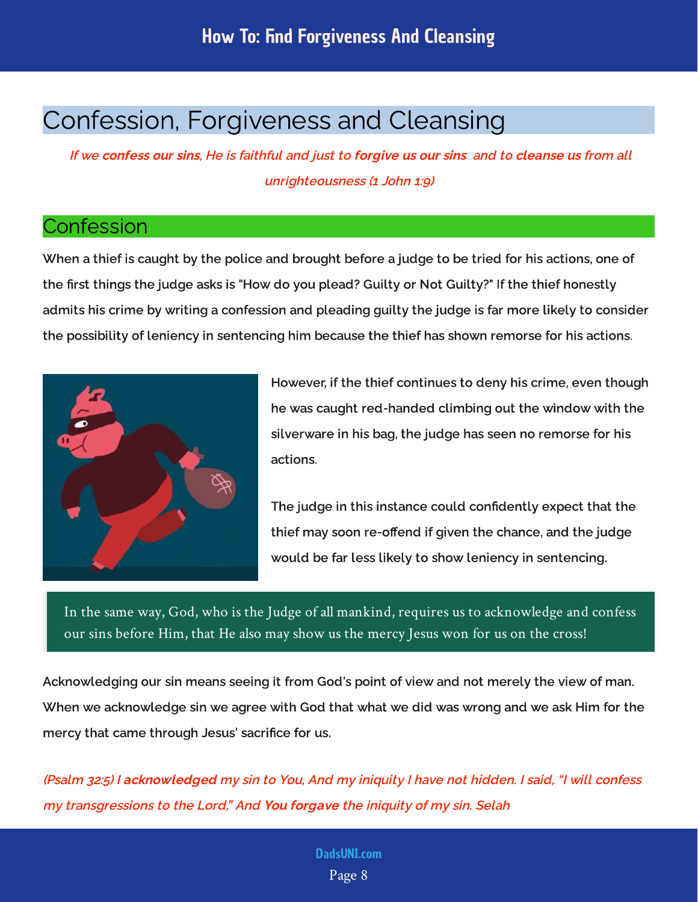# Confession, Forgiveness and Cleansing

*If we **confess our sins**, He is faithful and just to **forgive us our sins** and to **cleanse us** from all unrighteousness (1 John 1:9)*

## Confession

When a thief is caught by the police and brought before a judge to be tried for his actions, one of the first things the judge asks is "How do you plead? Guilty or Not Guilty?" If the thief honestly admits his crime by writing a confession and pleading guilty the judge is far more likely to consider the possibility of leniency in sentencing him because the thief has shown remorse for his actions.

However, if the thief continues to deny his crime, even though he was caught red-handed climbing out the window with the silverware in his bag, the judge has seen no remorse for his actions.

The judge in this instance could confidently expect that the thief may soon re-offend if given the chance, and the judge would be far less likely to show leniency in sentencing.

> In the same way, God, who is the Judge of all mankind, requires us to acknowledge and confess our sins before Him, that He also may show us the mercy Jesus won for us on the cross!

Acknowledging our sin means seeing it from God's point of view and not merely the view of man. When we acknowledge sin we agree with God that what we did was wrong and we ask Him for the mercy that came through Jesus' sacrifice for us.

*(Psalm 32:5) I **acknowledged** my sin to You, And my iniquity I have not hidden. I said, "I will confess my transgressions to the Lord," And **You forgave** the iniquity of my sin. Selah*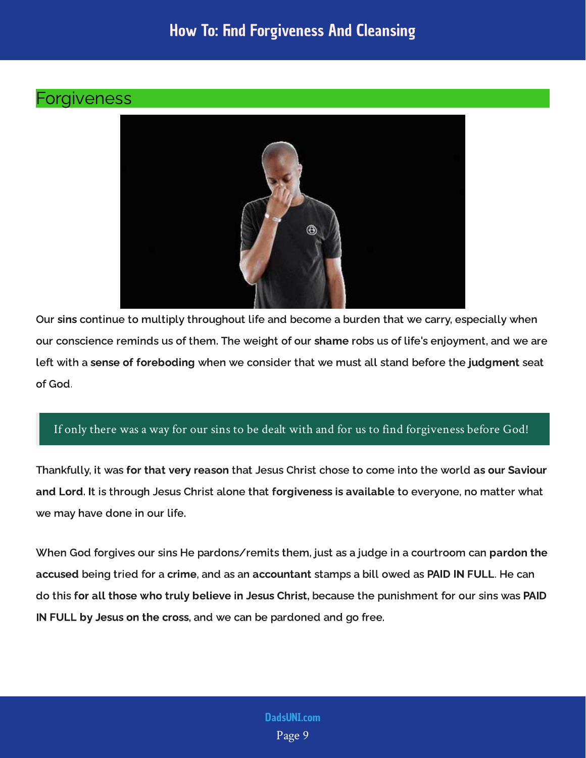## Forgiveness

Our **sins** continue to multiply throughout life and become a burden that we carry, especially when our conscience reminds us of them. The weight of our **shame** robs us of life's enjoyment, and we are left with a **sense of foreboding** when we consider that we must all stand before the **judgment** seat of God.

> If only there was a way for our sins to be dealt with and for us to find forgiveness before God!

Thankfully, it was **for that very reason** that Jesus Christ chose to come into the world **as our Saviour and Lord**. It is through Jesus Christ alone that **forgiveness is available** to everyone, no matter what we may have done in our life.

When God forgives our sins He pardons/remits them, just as a judge in a courtroom can **pardon the accused** being tried for a **crime**, and as an **accountant** stamps a bill owed as **PAID IN FULL**. He can do this **for all those who truly believe in Jesus Christ**, because the punishment for our sins was **PAID IN FULL by Jesus on the cross**, and we can be pardoned and go free.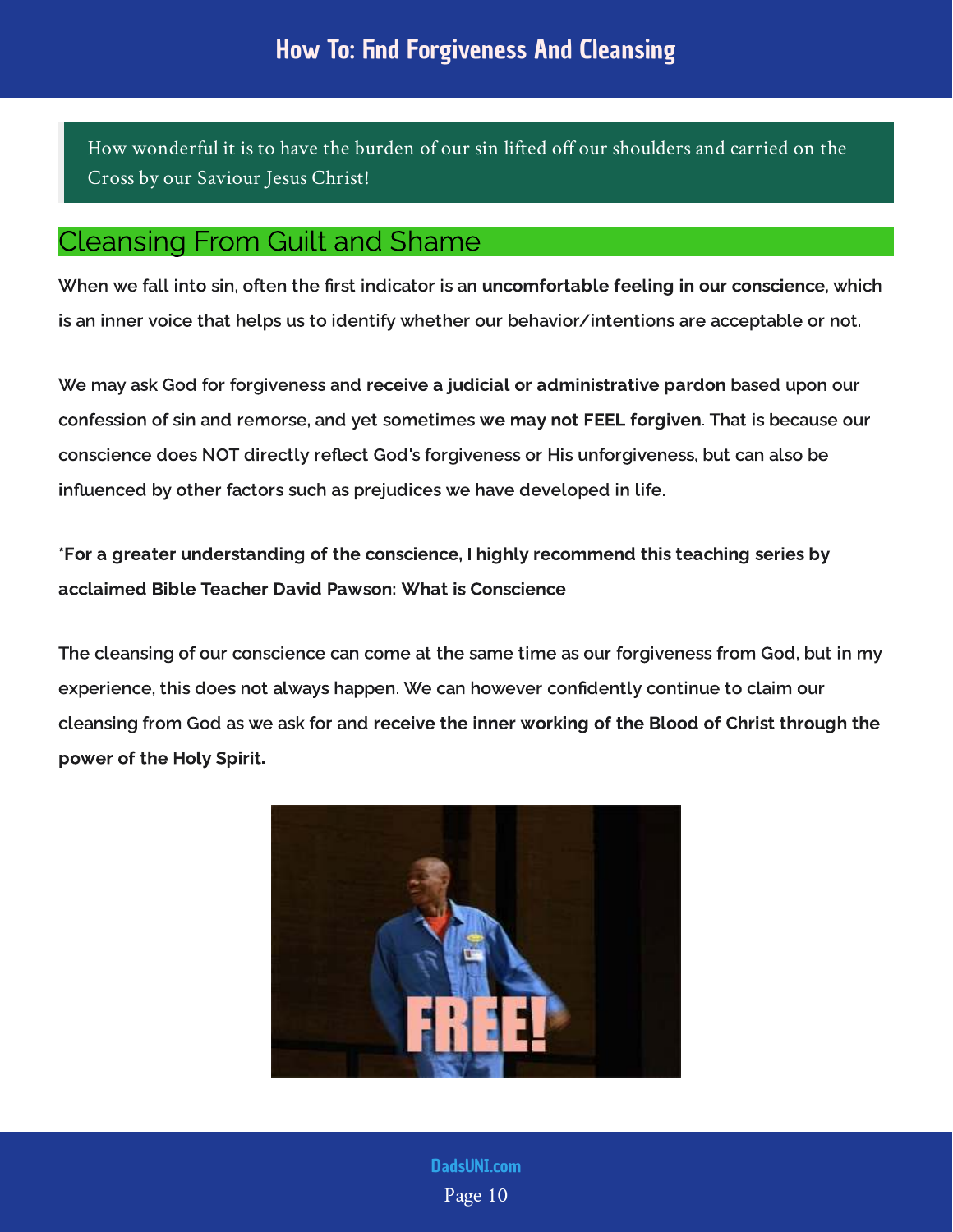# How To: Find Forgiveness And Cleansing

> How wonderful it is to have the burden of our sin lifted off our shoulders and carried on the Cross by our Saviour Jesus Christ!

## Cleansing From Guilt and Shame

When we fall into sin, often the first indicator is an **uncomfortable feeling in our conscience**, which is an inner voice that helps us to identify whether our behavior/intentions are acceptable or not.

We may ask God for forgiveness and **receive a judicial or administrative pardon** based upon our confession of sin and remorse, and yet sometimes **we may not FEEL forgiven**. That is because our conscience does NOT directly reflect God's forgiveness or His unforgiveness, but can also be influenced by other factors such as prejudices we have developed in life.

**\*For a greater understanding of the conscience, I highly recommend this teaching series by acclaimed Bible Teacher David Pawson: What is Conscience**

The cleansing of our conscience can come at the same time as our forgiveness from God, but in my experience, this does not always happen. We can however confidently continue to claim our cleansing from God as we ask for and **receive the inner working of the Blood of Christ through the power of the Holy Spirit.**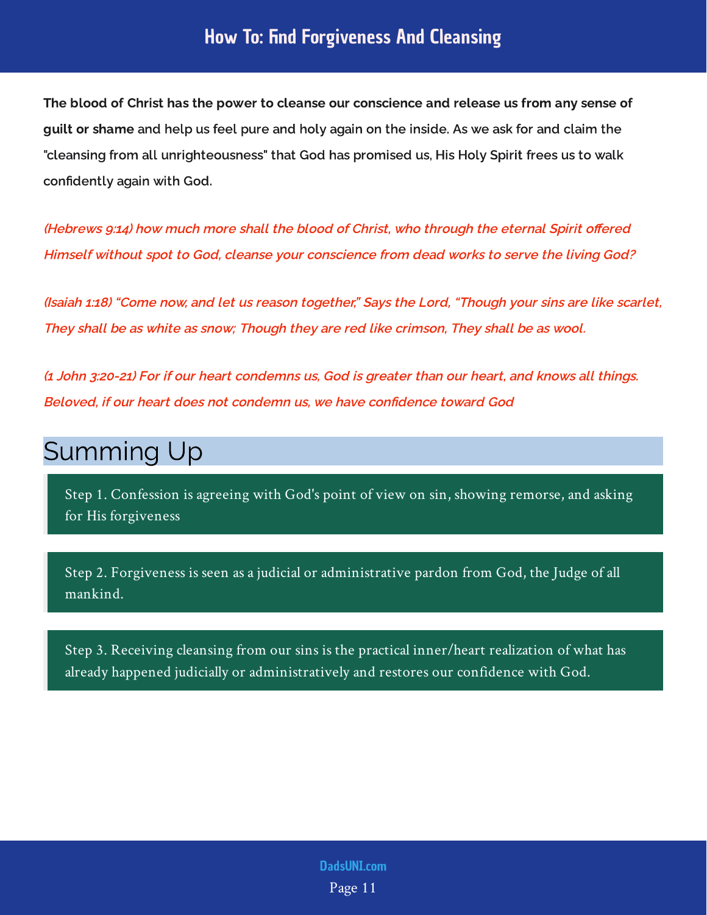# How To: Find Forgiveness And Cleansing

**The blood of Christ has the power to cleanse our conscience and release us from any sense of guilt or shame** and help us feel pure and holy again on the inside. As we ask for and claim the "cleansing from all unrighteousness" that God has promised us, His Holy Spirit frees us to walk confidently again with God.

*(Hebrews 9:14) how much more shall the blood of Christ, who through the eternal Spirit offered Himself without spot to God, cleanse your conscience from dead works to serve the living God?*

*(Isaiah 1:18) "Come now, and let us reason together," Says the Lord, "Though your sins are like scarlet, They shall be as white as snow; Though they are red like crimson, They shall be as wool.*

*(1 John 3:20-21) For if our heart condemns us, God is greater than our heart, and knows all things. Beloved, if our heart does not condemn us, we have confidence toward God*

## Summing Up

Step 1. Confession is agreeing with God's point of view on sin, showing remorse, and asking for His forgiveness

Step 2. Forgiveness is seen as a judicial or administrative pardon from God, the Judge of all mankind.

Step 3. Receiving cleansing from our sins is the practical inner/heart realization of what has already happened judicially or administratively and restores our confidence with God.

DadsUNI.com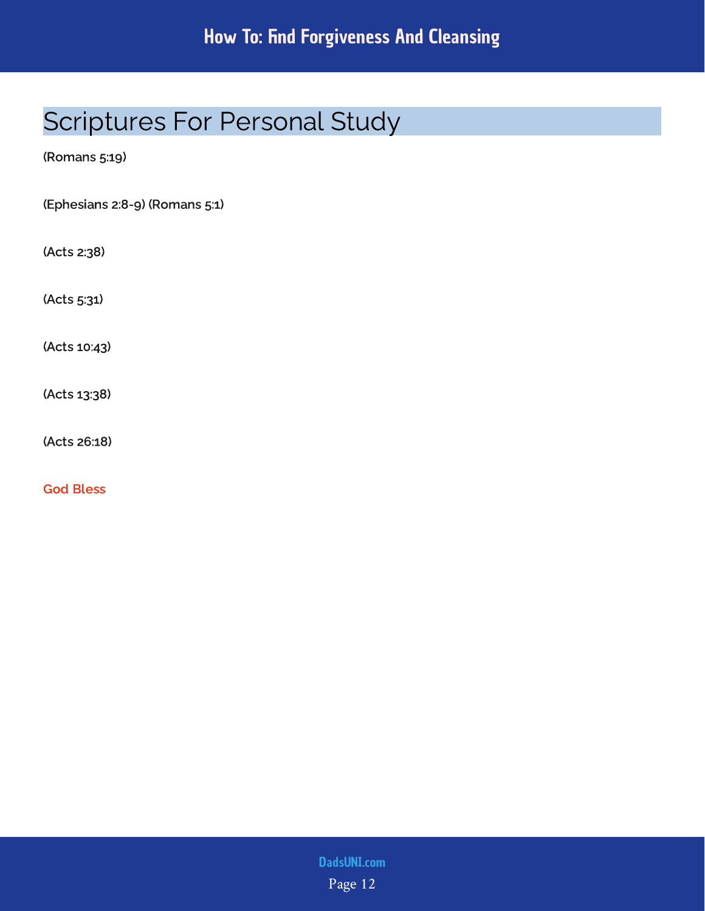## Scriptures For Personal Study

**(Romans 5:19)**

**(Ephesians 2:8-9) (Romans 5:1)**

**(Acts 2:38)**

**(Acts 5:31)**

**(Acts 10:43)**

**(Acts 13:38)**

**(Acts 26:18)**

God Bless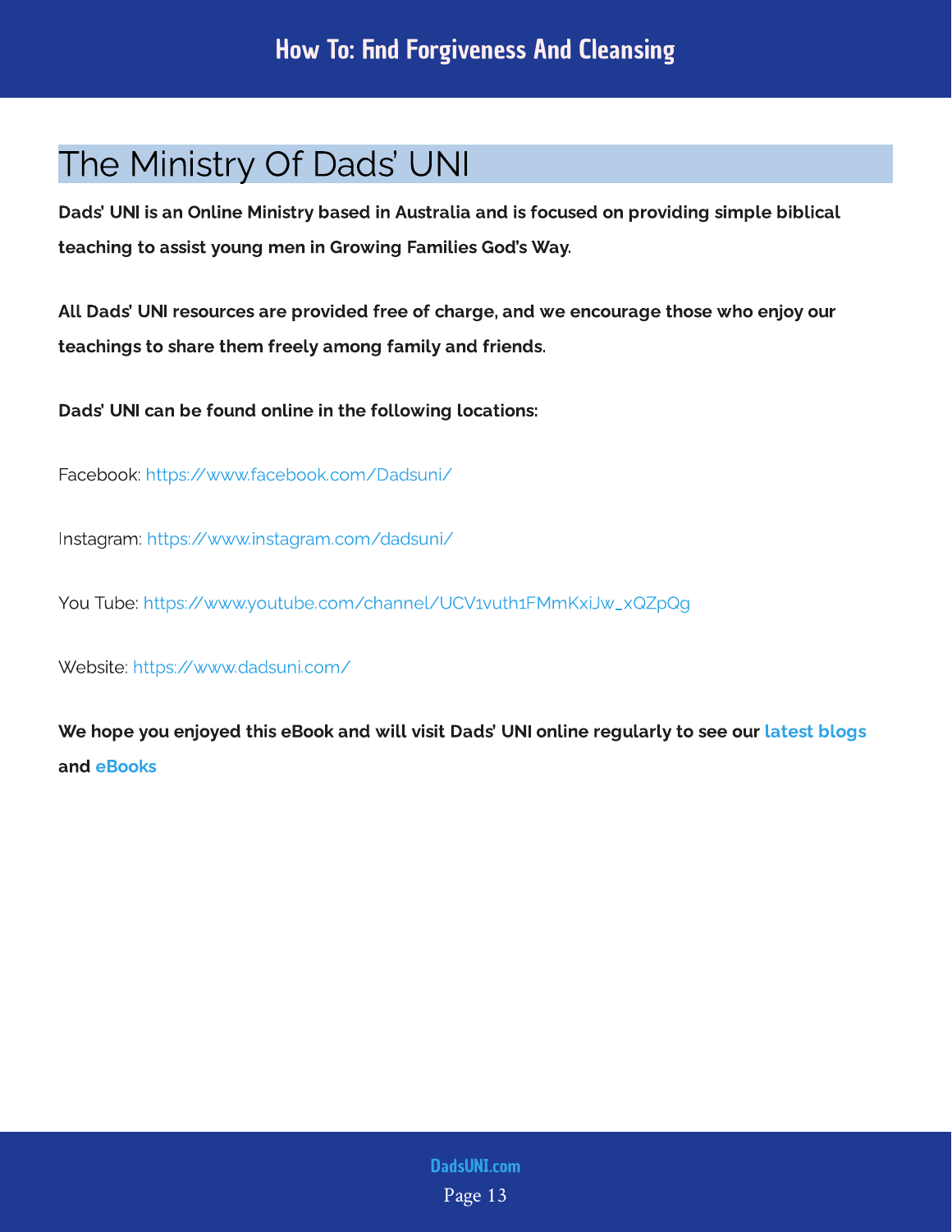## The Ministry Of Dads' UNI

**Dads' UNI is an Online Ministry based in Australia and is focused on providing simple biblical teaching to assist young men in Growing Families God's Way.**

**All Dads' UNI resources are provided free of charge, and we encourage those who enjoy our teachings to share them freely among family and friends.**

**Dads' UNI can be found online in the following locations:**

Facebook: https://www.facebook.com/Dadsuni/

Instagram: https://www.instagram.com/dadsuni/

You Tube: https://www.youtube.com/channel/UCV1vuth1FMmKxiJw_xQZpQg

Website: https://www.dadsuni.com/

**We hope you enjoyed this eBook and will visit Dads' UNI online regularly to see our latest blogs and eBooks**